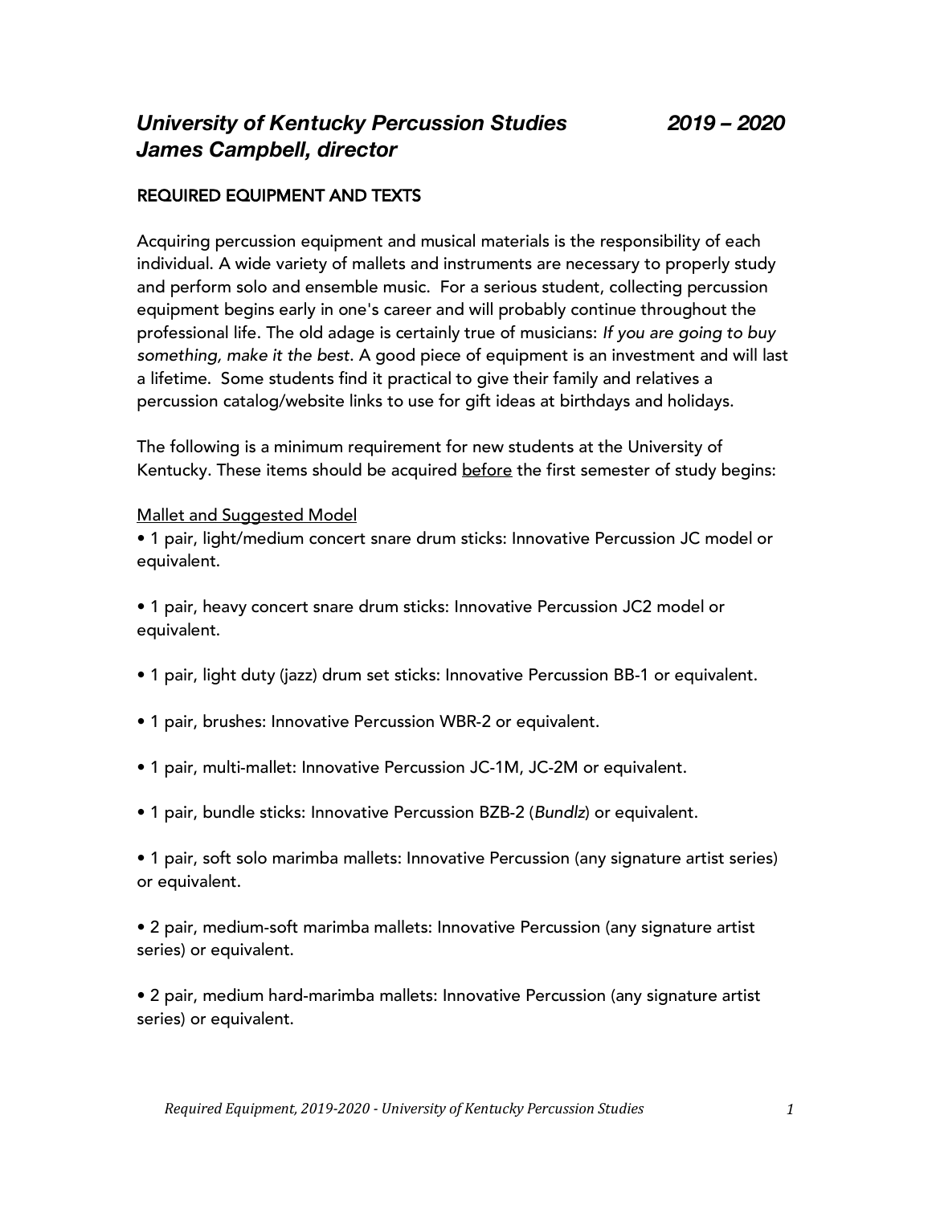# *University of Kentucky Percussion Studies 2019 – 2020*
## *James Campbell, director*

### REQUIRED EQUIPMENT AND TEXTS

Acquiring percussion equipment and musical materials is the responsibility of each individual. A wide variety of mallets and instruments are necessary to properly study and perform solo and ensemble music. For a serious student, collecting percussion equipment begins early in one's career and will probably continue throughout the professional life. The old adage is certainly true of musicians: *If you are going to buy something, make it the best*. A good piece of equipment is an investment and will last a lifetime. Some students find it practical to give their family and relatives a percussion catalog/website links to use for gift ideas at birthdays and holidays.

The following is a minimum requirement for new students at the University of Kentucky. These items should be acquired <u>before</u> the first semester of study begins:

<u>Mallet and Suggested Model</u>

- 1 pair, light/medium concert snare drum sticks: Innovative Percussion JC model or equivalent.

- 1 pair, heavy concert snare drum sticks: Innovative Percussion JC2 model or equivalent.

- 1 pair, light duty (jazz) drum set sticks: Innovative Percussion BB-1 or equivalent.

- 1 pair, brushes: Innovative Percussion WBR-2 or equivalent.

- 1 pair, multi-mallet: Innovative Percussion JC-1M, JC-2M or equivalent.

- 1 pair, bundle sticks: Innovative Percussion BZB-2 (*Bundlz*) or equivalent.

- 1 pair, soft solo marimba mallets: Innovative Percussion (any signature artist series) or equivalent.

- 2 pair, medium-soft marimba mallets: Innovative Percussion (any signature artist series) or equivalent.

- 2 pair, medium hard-marimba mallets: Innovative Percussion (any signature artist series) or equivalent.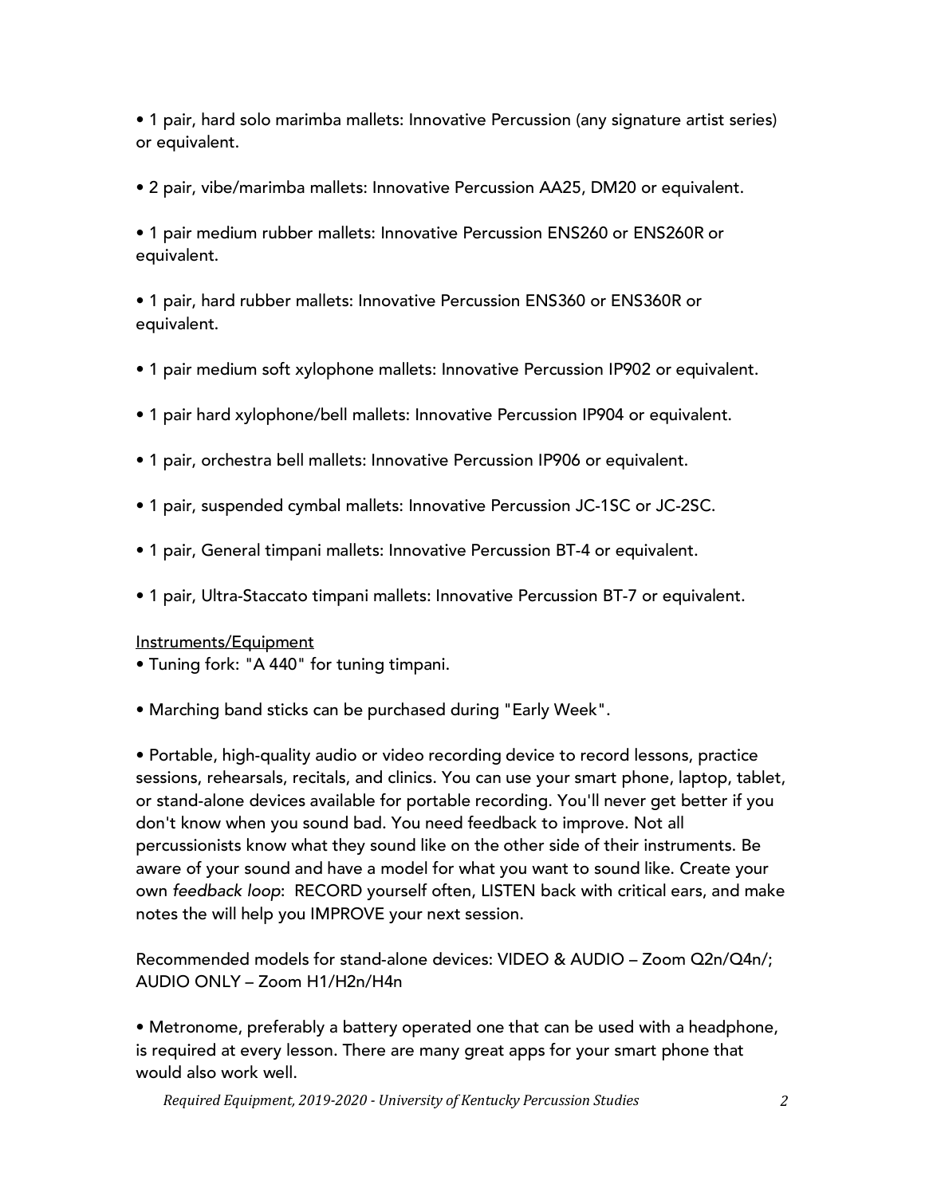- 1 pair, hard solo marimba mallets: Innovative Percussion (any signature artist series) or equivalent.

- 2 pair, vibe/marimba mallets: Innovative Percussion AA25, DM20 or equivalent.

- 1 pair medium rubber mallets: Innovative Percussion ENS260 or ENS260R or equivalent.

- 1 pair, hard rubber mallets: Innovative Percussion ENS360 or ENS360R or equivalent.

- 1 pair medium soft xylophone mallets: Innovative Percussion IP902 or equivalent.

- 1 pair hard xylophone/bell mallets: Innovative Percussion IP904 or equivalent.

- 1 pair, orchestra bell mallets: Innovative Percussion IP906 or equivalent.

- 1 pair, suspended cymbal mallets: Innovative Percussion JC-1SC or JC-2SC.

- 1 pair, General timpani mallets: Innovative Percussion BT-4 or equivalent.

- 1 pair, Ultra-Staccato timpani mallets: Innovative Percussion BT-7 or equivalent.

<u>Instruments/Equipment</u>

- Tuning fork: "A 440" for tuning timpani.

- Marching band sticks can be purchased during "Early Week".

- Portable, high-quality audio or video recording device to record lessons, practice sessions, rehearsals, recitals, and clinics. You can use your smart phone, laptop, tablet, or stand-alone devices available for portable recording. You'll never get better if you don't know when you sound bad. You need feedback to improve. Not all percussionists know what they sound like on the other side of their instruments. Be aware of your sound and have a model for what you want to sound like. Create your own *feedback loop*: RECORD yourself often, LISTEN back with critical ears, and make notes the will help you IMPROVE your next session.

Recommended models for stand-alone devices: VIDEO & AUDIO – Zoom Q2n/Q4n/; AUDIO ONLY – Zoom H1/H2n/H4n

- Metronome, preferably a battery operated one that can be used with a headphone, is required at every lesson. There are many great apps for your smart phone that would also work well.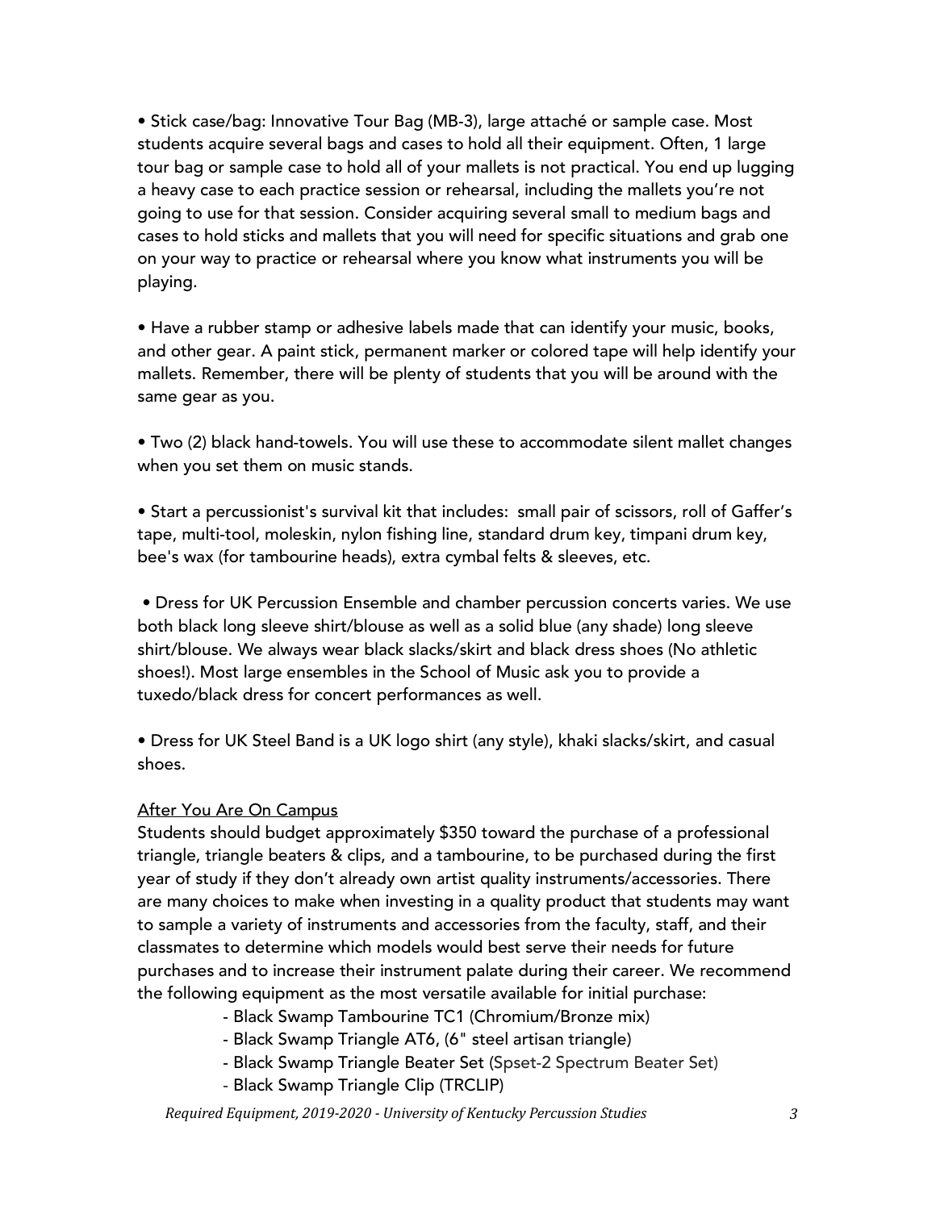- Stick case/bag: Innovative Tour Bag (MB-3), large attaché or sample case. Most students acquire several bags and cases to hold all their equipment. Often, 1 large tour bag or sample case to hold all of your mallets is not practical. You end up lugging a heavy case to each practice session or rehearsal, including the mallets you're not going to use for that session. Consider acquiring several small to medium bags and cases to hold sticks and mallets that you will need for specific situations and grab one on your way to practice or rehearsal where you know what instruments you will be playing.

- Have a rubber stamp or adhesive labels made that can identify your music, books, and other gear. A paint stick, permanent marker or colored tape will help identify your mallets. Remember, there will be plenty of students that you will be around with the same gear as you.

- Two (2) black hand-towels. You will use these to accommodate silent mallet changes when you set them on music stands.

- Start a percussionist's survival kit that includes: small pair of scissors, roll of Gaffer's tape, multi-tool, moleskin, nylon fishing line, standard drum key, timpani drum key, bee's wax (for tambourine heads), extra cymbal felts & sleeves, etc.

- Dress for UK Percussion Ensemble and chamber percussion concerts varies. We use both black long sleeve shirt/blouse as well as a solid blue (any shade) long sleeve shirt/blouse. We always wear black slacks/skirt and black dress shoes (No athletic shoes!). Most large ensembles in the School of Music ask you to provide a tuxedo/black dress for concert performances as well.

- Dress for UK Steel Band is a UK logo shirt (any style), khaki slacks/skirt, and casual shoes.

<u>After You Are On Campus</u>

Students should budget approximately $350 toward the purchase of a professional triangle, triangle beaters & clips, and a tambourine, to be purchased during the first year of study if they don't already own artist quality instruments/accessories. There are many choices to make when investing in a quality product that students may want to sample a variety of instruments and accessories from the faculty, staff, and their classmates to determine which models would best serve their needs for future purchases and to increase their instrument palate during their career. We recommend the following equipment as the most versatile available for initial purchase:

- Black Swamp Tambourine TC1 (Chromium/Bronze mix)
- Black Swamp Triangle AT6, (6" steel artisan triangle)
- Black Swamp Triangle Beater Set (Spset-2 Spectrum Beater Set)
- Black Swamp Triangle Clip (TRCLIP)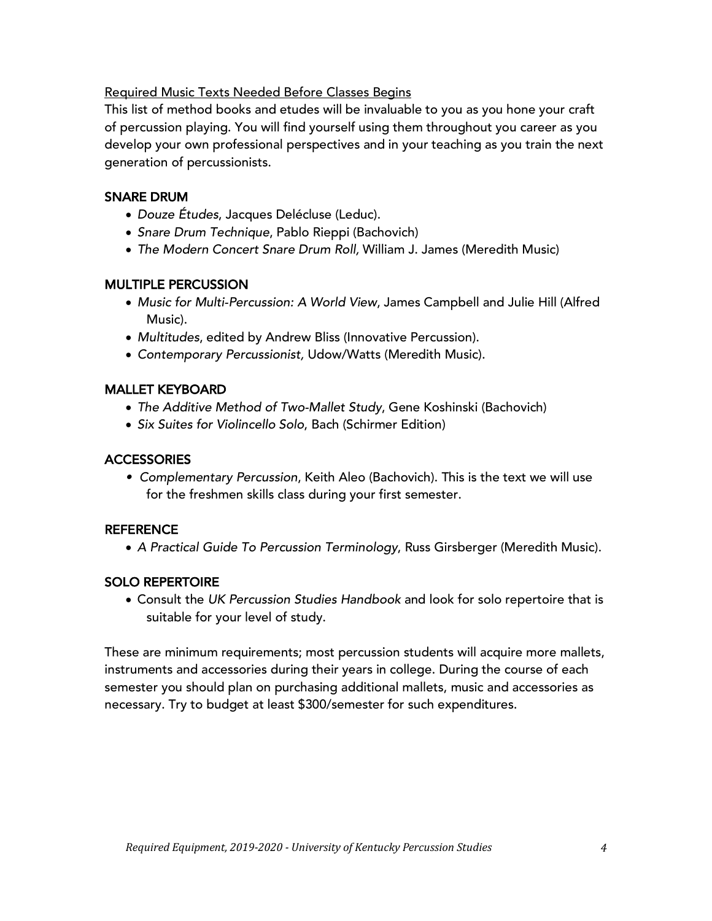Required Music Texts Needed Before Classes Begins

This list of method books and etudes will be invaluable to you as you hone your craft of percussion playing. You will find yourself using them throughout you career as you develop your own professional perspectives and in your teaching as you train the next generation of percussionists.

## SNARE DRUM

- *Douze Études*, Jacques Delécluse (Leduc).
- *Snare Drum Technique*, Pablo Rieppi (Bachovich)
- *The Modern Concert Snare Drum Roll,* William J. James (Meredith Music)

## MULTIPLE PERCUSSION

- *Music for Multi-Percussion: A World View*, James Campbell and Julie Hill (Alfred Music).
- *Multitudes*, edited by Andrew Bliss (Innovative Percussion).
- *Contemporary Percussionist,* Udow/Watts (Meredith Music).

## MALLET KEYBOARD

- *The Additive Method of Two-Mallet Study*, Gene Koshinski (Bachovich)
- *Six Suites for Violincello Solo*, Bach (Schirmer Edition)

## ACCESSORIES

- *Complementary Percussion*, Keith Aleo (Bachovich). This is the text we will use for the freshmen skills class during your first semester.

## REFERENCE

- *A Practical Guide To Percussion Terminology*, Russ Girsberger (Meredith Music).

## SOLO REPERTOIRE

- Consult the *UK Percussion Studies Handbook* and look for solo repertoire that is suitable for your level of study.

These are minimum requirements; most percussion students will acquire more mallets, instruments and accessories during their years in college. During the course of each semester you should plan on purchasing additional mallets, music and accessories as necessary. Try to budget at least $300/semester for such expenditures.